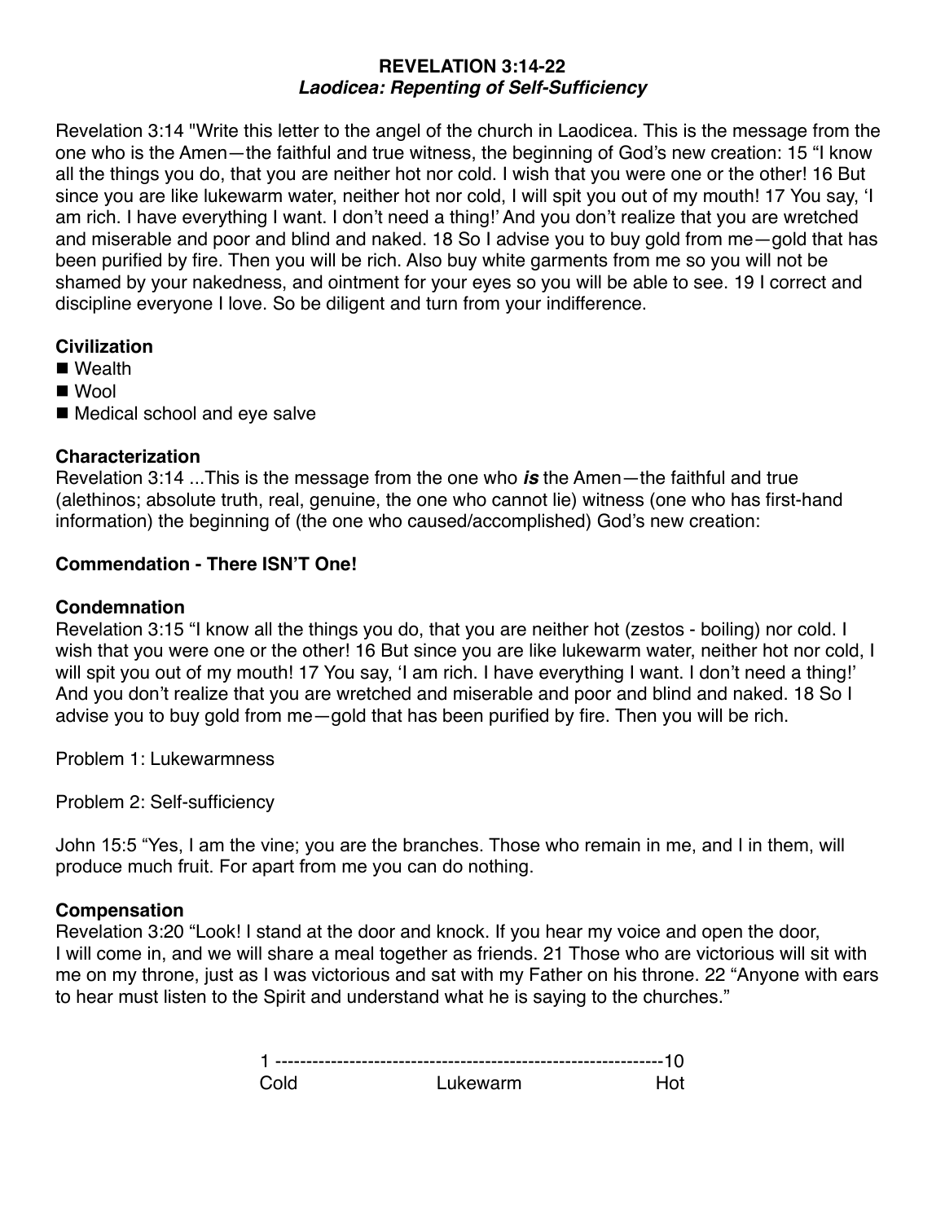# REVELATION 3:14-22
## *Laodicea: Repenting of Self-Sufficiency*

Revelation 3:14 "Write this letter to the angel of the church in Laodicea. This is the message from the one who is the Amen—the faithful and true witness, the beginning of God's new creation: 15 "I know all the things you do, that you are neither hot nor cold. I wish that you were one or the other! 16 But since you are like lukewarm water, neither hot nor cold, I will spit you out of my mouth! 17 You say, 'I am rich. I have everything I want. I don't need a thing!' And you don't realize that you are wretched and miserable and poor and blind and naked. 18 So I advise you to buy gold from me—gold that has been purified by fire. Then you will be rich. Also buy white garments from me so you will not be shamed by your nakedness, and ointment for your eyes so you will be able to see. 19 I correct and discipline everyone I love. So be diligent and turn from your indifference.

**Civilization**

- Wealth
- Wool
- Medical school and eye salve

**Characterization**

Revelation 3:14 ...This is the message from the one who ***is*** the Amen—the faithful and true (alethinos; absolute truth, real, genuine, the one who cannot lie) witness (one who has first-hand information) the beginning of (the one who caused/accomplished) God's new creation:

**Commendation - There ISN'T One!**

**Condemnation**

Revelation 3:15 "I know all the things you do, that you are neither hot (zestos - boiling) nor cold. I wish that you were one or the other! 16 But since you are like lukewarm water, neither hot nor cold, I will spit you out of my mouth! 17 You say, 'I am rich. I have everything I want. I don't need a thing!' And you don't realize that you are wretched and miserable and poor and blind and naked. 18 So I advise you to buy gold from me—gold that has been purified by fire. Then you will be rich.

Problem 1: Lukewarmness

Problem 2: Self-sufficiency

John 15:5 "Yes, I am the vine; you are the branches. Those who remain in me, and I in them, will produce much fruit. For apart from me you can do nothing.

**Compensation**

Revelation 3:20 "Look! I stand at the door and knock. If you hear my voice and open the door, I will come in, and we will share a meal together as friends. 21 Those who are victorious will sit with me on my throne, just as I was victorious and sat with my Father on his throne. 22 "Anyone with ears to hear must listen to the Spirit and understand what he is saying to the churches."

1 ----------------------------------------------------------------10

Cold Lukewarm Hot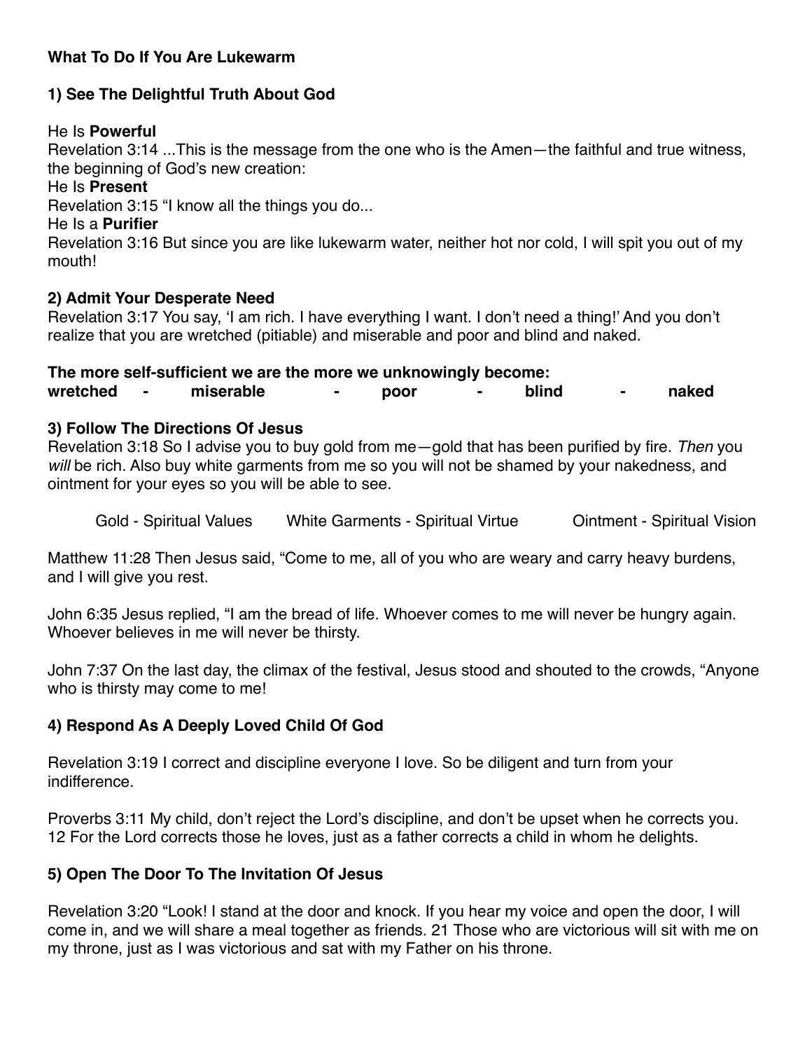**What To Do If You Are Lukewarm**

**1) See The Delightful Truth About God**

He Is **Powerful**
Revelation 3:14 ...This is the message from the one who is the Amen—the faithful and true witness, the beginning of God's new creation:
He Is **Present**
Revelation 3:15 "I know all the things you do...
He Is a **Purifier**
Revelation 3:16 But since you are like lukewarm water, neither hot nor cold, I will spit you out of my mouth!

**2) Admit Your Desperate Need**
Revelation 3:17 You say, 'I am rich. I have everything I want. I don't need a thing!' And you don't realize that you are wretched (pitiable) and miserable and poor and blind and naked.

**The more self-sufficient we are the more we unknowingly become:**
**wretched - miserable - poor - blind - naked**

**3) Follow The Directions Of Jesus**
Revelation 3:18 So I advise you to buy gold from me—gold that has been purified by fire. *Then* you *will* be rich. Also buy white garments from me so you will not be shamed by your nakedness, and ointment for your eyes so you will be able to see.

Gold - Spiritual Values    White Garments - Spiritual Virtue    Ointment - Spiritual Vision

Matthew 11:28 Then Jesus said, "Come to me, all of you who are weary and carry heavy burdens, and I will give you rest.

John 6:35 Jesus replied, "I am the bread of life. Whoever comes to me will never be hungry again. Whoever believes in me will never be thirsty.

John 7:37 On the last day, the climax of the festival, Jesus stood and shouted to the crowds, "Anyone who is thirsty may come to me!

**4) Respond As A Deeply Loved Child Of God**

Revelation 3:19 I correct and discipline everyone I love. So be diligent and turn from your indifference.

Proverbs 3:11 My child, don't reject the Lord's discipline, and don't be upset when he corrects you. 12 For the Lord corrects those he loves, just as a father corrects a child in whom he delights.

**5) Open The Door To The Invitation Of Jesus**

Revelation 3:20 "Look! I stand at the door and knock. If you hear my voice and open the door, I will come in, and we will share a meal together as friends. 21 Those who are victorious will sit with me on my throne, just as I was victorious and sat with my Father on his throne.